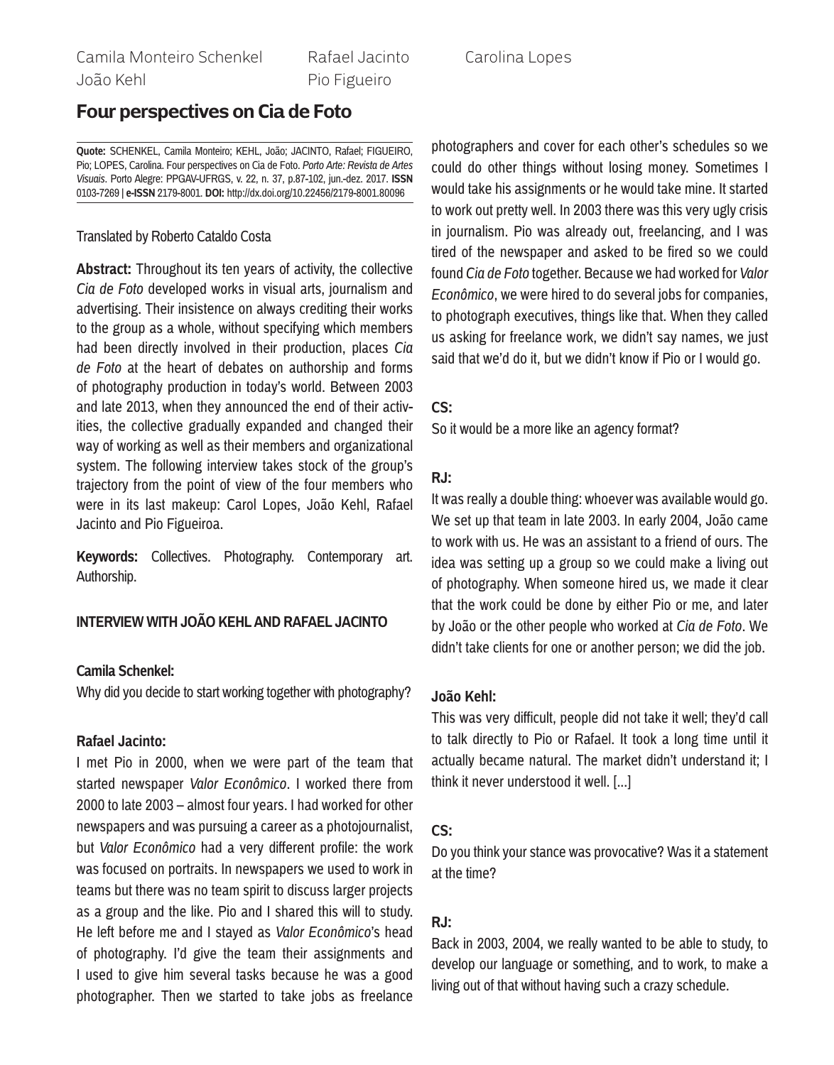Camila Monteiro Schenkel
João Kehl
Rafael Jacinto
Pio Figueiro
Carolina Lopes

# Four perspectives on Cia de Foto

**Quote:** SCHENKEL, Camila Monteiro; KEHL, João; JACINTO, Rafael; FIGUEIRO, Pio; LOPES, Carolina. Four perspectives on Cia de Foto. *Porto Arte: Revista de Artes Visuais*. Porto Alegre: PPGAV-UFRGS, v. 22, n. 37, p.87-102, jun.-dez. 2017. **ISSN** 0103-7269 | **e-ISSN** 2179-8001. **DOI:** http://dx.doi.org/10.22456/2179-8001.80096

Translated by Roberto Cataldo Costa

**Abstract:** Throughout its ten years of activity, the collective *Cia de Foto* developed works in visual arts, journalism and advertising. Their insistence on always crediting their works to the group as a whole, without specifying which members had been directly involved in their production, places *Cia de Foto* at the heart of debates on authorship and forms of photography production in today's world. Between 2003 and late 2013, when they announced the end of their activities, the collective gradually expanded and changed their way of working as well as their members and organizational system. The following interview takes stock of the group's trajectory from the point of view of the four members who were in its last makeup: Carol Lopes, João Kehl, Rafael Jacinto and Pio Figueiroa.

**Keywords:** Collectives. Photography. Contemporary art. Authorship.

## INTERVIEW WITH JOÃO KEHL AND RAFAEL JACINTO

**Camila Schenkel:**
Why did you decide to start working together with photography?

**Rafael Jacinto:**
I met Pio in 2000, when we were part of the team that started newspaper *Valor Econômico*. I worked there from 2000 to late 2003 – almost four years. I had worked for other newspapers and was pursuing a career as a photojournalist, but *Valor Econômico* had a very different profile: the work was focused on portraits. In newspapers we used to work in teams but there was no team spirit to discuss larger projects as a group and the like. Pio and I shared this will to study. He left before me and I stayed as *Valor Econômico*'s head of photography. I'd give the team their assignments and I used to give him several tasks because he was a good photographer. Then we started to take jobs as freelance photographers and cover for each other's schedules so we could do other things without losing money. Sometimes I would take his assignments or he would take mine. It started to work out pretty well. In 2003 there was this very ugly crisis in journalism. Pio was already out, freelancing, and I was tired of the newspaper and asked to be fired so we could found *Cia de Foto* together. Because we had worked for *Valor Econômico*, we were hired to do several jobs for companies, to photograph executives, things like that. When they called us asking for freelance work, we didn't say names, we just said that we'd do it, but we didn't know if Pio or I would go.

**CS:**
So it would be a more like an agency format?

**RJ:**
It was really a double thing: whoever was available would go. We set up that team in late 2003. In early 2004, João came to work with us. He was an assistant to a friend of ours. The idea was setting up a group so we could make a living out of photography. When someone hired us, we made it clear that the work could be done by either Pio or me, and later by João or the other people who worked at *Cia de Foto*. We didn't take clients for one or another person; we did the job.

**João Kehl:**
This was very difficult, people did not take it well; they'd call to talk directly to Pio or Rafael. It took a long time until it actually became natural. The market didn't understand it; I think it never understood it well. [...]

**CS:**
Do you think your stance was provocative? Was it a statement at the time?

**RJ:**
Back in 2003, 2004, we really wanted to be able to study, to develop our language or something, and to work, to make a living out of that without having such a crazy schedule.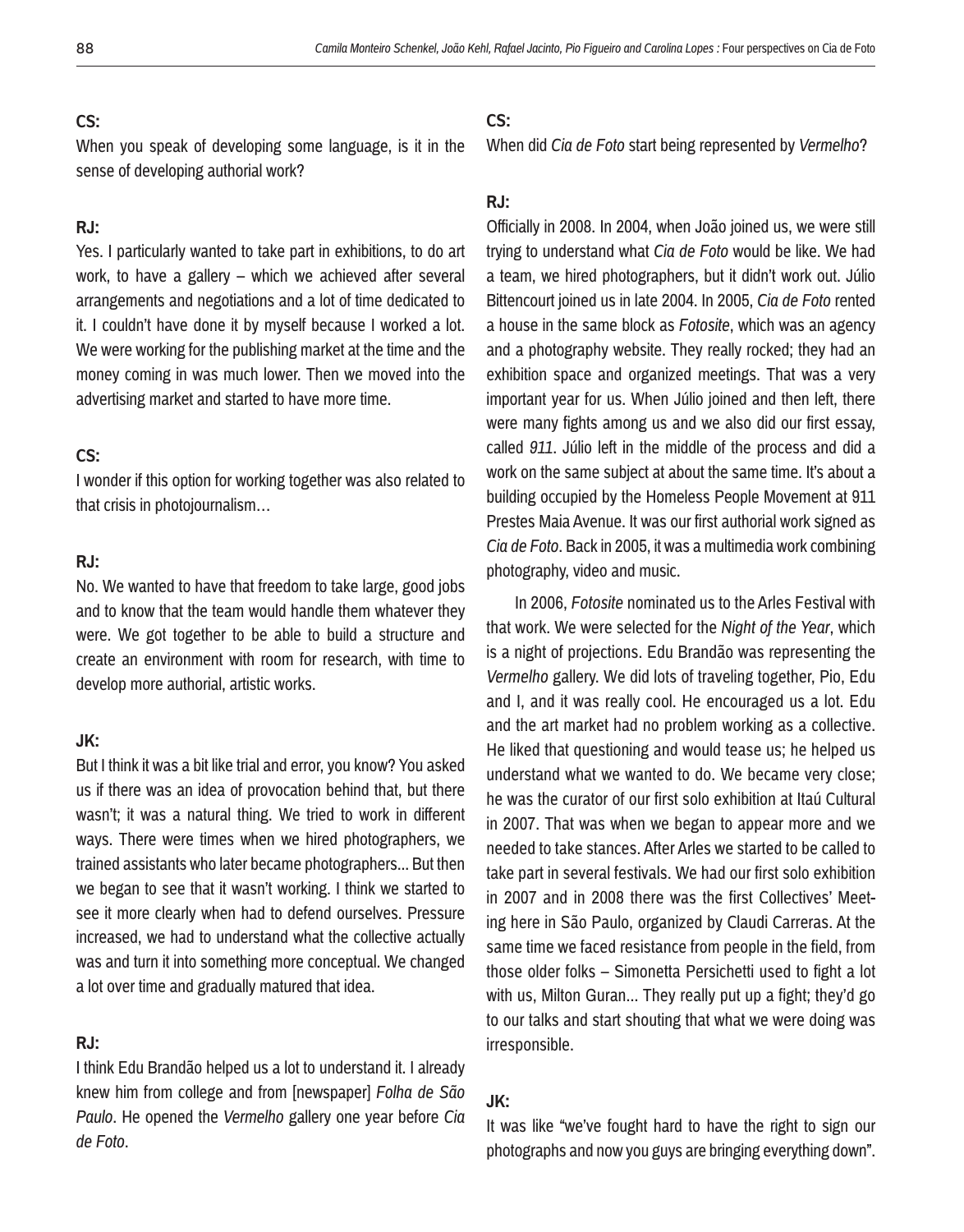**CS:**

When you speak of developing some language, is it in the sense of developing authorial work?

**RJ:**

Yes. I particularly wanted to take part in exhibitions, to do art work, to have a gallery – which we achieved after several arrangements and negotiations and a lot of time dedicated to it. I couldn't have done it by myself because I worked a lot. We were working for the publishing market at the time and the money coming in was much lower. Then we moved into the advertising market and started to have more time.

**CS:**

I wonder if this option for working together was also related to that crisis in photojournalism…

**RJ:**

No. We wanted to have that freedom to take large, good jobs and to know that the team would handle them whatever they were. We got together to be able to build a structure and create an environment with room for research, with time to develop more authorial, artistic works.

**JK:**

But I think it was a bit like trial and error, you know? You asked us if there was an idea of provocation behind that, but there wasn't; it was a natural thing. We tried to work in different ways. There were times when we hired photographers, we trained assistants who later became photographers... But then we began to see that it wasn't working. I think we started to see it more clearly when had to defend ourselves. Pressure increased, we had to understand what the collective actually was and turn it into something more conceptual. We changed a lot over time and gradually matured that idea.

**RJ:**

I think Edu Brandão helped us a lot to understand it. I already knew him from college and from [newspaper] *Folha de São Paulo*. He opened the *Vermelho* gallery one year before *Cia de Foto*.

**CS:**

When did *Cia de Foto* start being represented by *Vermelho*?

**RJ:**

Officially in 2008. In 2004, when João joined us, we were still trying to understand what *Cia de Foto* would be like. We had a team, we hired photographers, but it didn't work out. Júlio Bittencourt joined us in late 2004. In 2005, *Cia de Foto* rented a house in the same block as *Fotosite*, which was an agency and a photography website. They really rocked; they had an exhibition space and organized meetings. That was a very important year for us. When Júlio joined and then left, there were many fights among us and we also did our first essay, called *911*. Júlio left in the middle of the process and did a work on the same subject at about the same time. It's about a building occupied by the Homeless People Movement at 911 Prestes Maia Avenue. It was our first authorial work signed as *Cia de Foto*. Back in 2005, it was a multimedia work combining photography, video and music.

In 2006, *Fotosite* nominated us to the Arles Festival with that work. We were selected for the *Night of the Year*, which is a night of projections. Edu Brandão was representing the *Vermelho* gallery. We did lots of traveling together, Pio, Edu and I, and it was really cool. He encouraged us a lot. Edu and the art market had no problem working as a collective. He liked that questioning and would tease us; he helped us understand what we wanted to do. We became very close; he was the curator of our first solo exhibition at Itaú Cultural in 2007. That was when we began to appear more and we needed to take stances. After Arles we started to be called to take part in several festivals. We had our first solo exhibition in 2007 and in 2008 there was the first Collectives' Meeting here in São Paulo, organized by Claudi Carreras. At the same time we faced resistance from people in the field, from those older folks – Simonetta Persichetti used to fight a lot with us, Milton Guran... They really put up a fight; they'd go to our talks and start shouting that what we were doing was irresponsible.

**JK:**

It was like "we've fought hard to have the right to sign our photographs and now you guys are bringing everything down".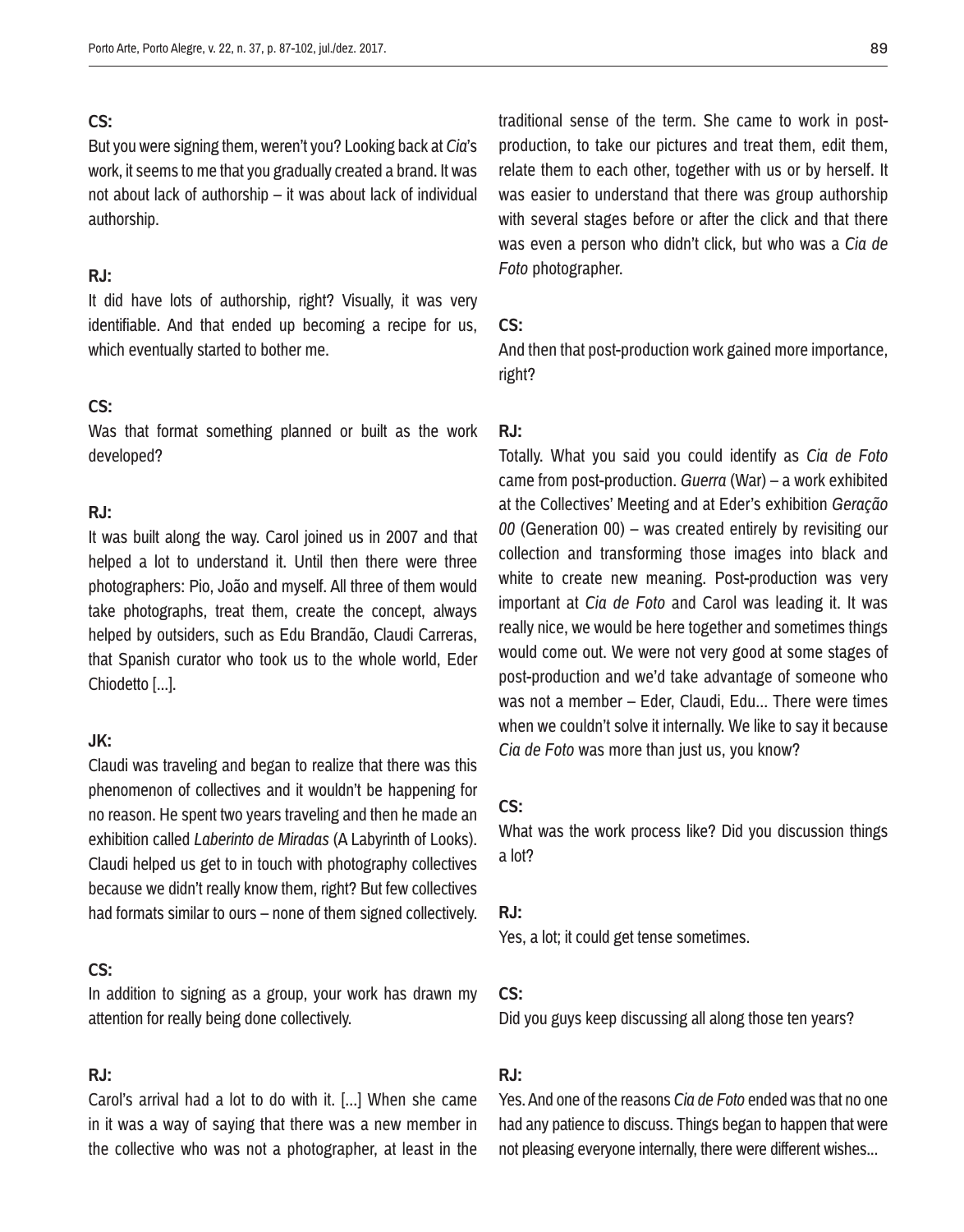**CS:**

But you were signing them, weren't you? Looking back at *Cia*'s work, it seems to me that you gradually created a brand. It was not about lack of authorship – it was about lack of individual authorship.

**RJ:**

It did have lots of authorship, right? Visually, it was very identifiable. And that ended up becoming a recipe for us, which eventually started to bother me.

**CS:**

Was that format something planned or built as the work developed?

**RJ:**

It was built along the way. Carol joined us in 2007 and that helped a lot to understand it. Until then there were three photographers: Pio, João and myself. All three of them would take photographs, treat them, create the concept, always helped by outsiders, such as Edu Brandão, Claudi Carreras, that Spanish curator who took us to the whole world, Eder Chiodetto [...].

**JK:**

Claudi was traveling and began to realize that there was this phenomenon of collectives and it wouldn't be happening for no reason. He spent two years traveling and then he made an exhibition called *Laberinto de Miradas* (A Labyrinth of Looks). Claudi helped us get to in touch with photography collectives because we didn't really know them, right? But few collectives had formats similar to ours – none of them signed collectively.

**CS:**

In addition to signing as a group, your work has drawn my attention for really being done collectively.

**RJ:**

Carol's arrival had a lot to do with it. [...] When she came in it was a way of saying that there was a new member in the collective who was not a photographer, at least in the traditional sense of the term. She came to work in post-production, to take our pictures and treat them, edit them, relate them to each other, together with us or by herself. It was easier to understand that there was group authorship with several stages before or after the click and that there was even a person who didn't click, but who was a *Cia de Foto* photographer.

**CS:**

And then that post-production work gained more importance, right?

**RJ:**

Totally. What you said you could identify as *Cia de Foto* came from post-production. *Guerra* (War) – a work exhibited at the Collectives' Meeting and at Eder's exhibition *Geração 00* (Generation 00) – was created entirely by revisiting our collection and transforming those images into black and white to create new meaning. Post-production was very important at *Cia de Foto* and Carol was leading it. It was really nice, we would be here together and sometimes things would come out. We were not very good at some stages of post-production and we'd take advantage of someone who was not a member – Eder, Claudi, Edu... There were times when we couldn't solve it internally. We like to say it because *Cia de Foto* was more than just us, you know?

**CS:**

What was the work process like? Did you discussion things a lot?

**RJ:**

Yes, a lot; it could get tense sometimes.

**CS:**

Did you guys keep discussing all along those ten years?

**RJ:**

Yes. And one of the reasons *Cia de Foto* ended was that no one had any patience to discuss. Things began to happen that were not pleasing everyone internally, there were different wishes...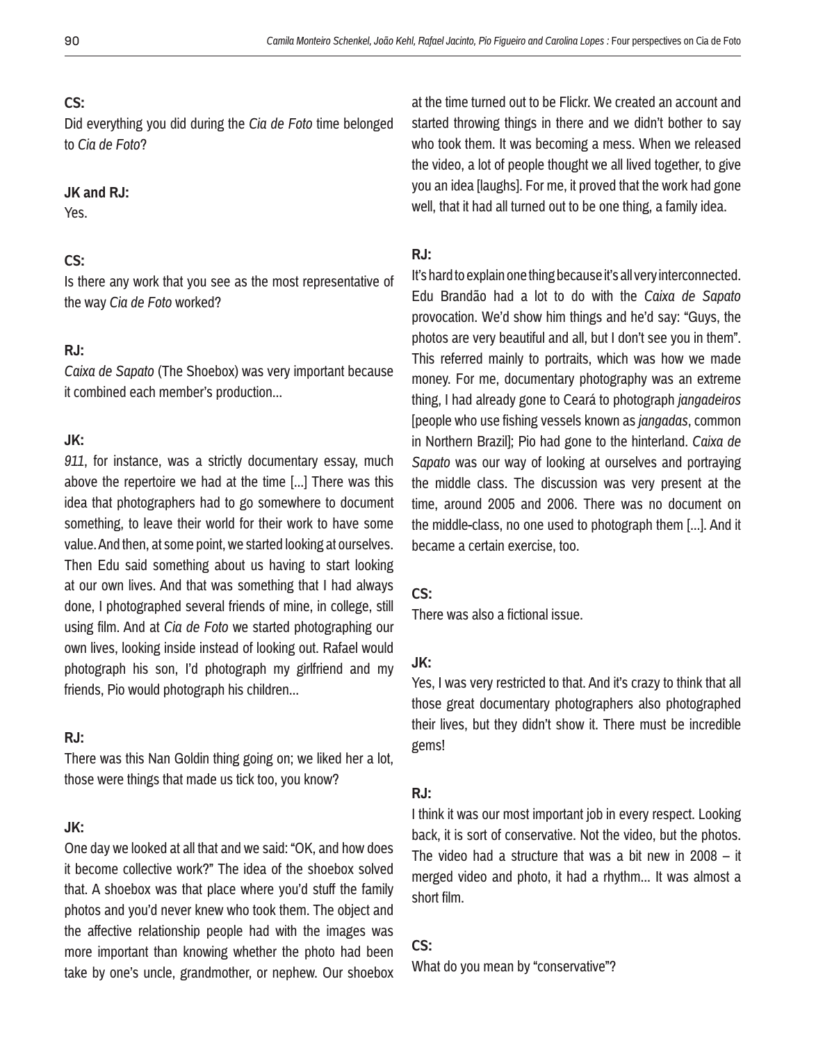**CS:**
Did everything you did during the *Cia de Foto* time belonged to *Cia de Foto*?

**JK and RJ:**
Yes.

**CS:**
Is there any work that you see as the most representative of the way *Cia de Foto* worked?

**RJ:**
*Caixa de Sapato* (The Shoebox) was very important because it combined each member's production...

**JK:**
*911*, for instance, was a strictly documentary essay, much above the repertoire we had at the time [...] There was this idea that photographers had to go somewhere to document something, to leave their world for their work to have some value. And then, at some point, we started looking at ourselves. Then Edu said something about us having to start looking at our own lives. And that was something that I had always done, I photographed several friends of mine, in college, still using film. And at *Cia de Foto* we started photographing our own lives, looking inside instead of looking out. Rafael would photograph his son, I'd photograph my girlfriend and my friends, Pio would photograph his children...

**RJ:**
There was this Nan Goldin thing going on; we liked her a lot, those were things that made us tick too, you know?

**JK:**
One day we looked at all that and we said: "OK, and how does it become collective work?" The idea of the shoebox solved that. A shoebox was that place where you'd stuff the family photos and you'd never knew who took them. The object and the affective relationship people had with the images was more important than knowing whether the photo had been take by one's uncle, grandmother, or nephew. Our shoebox at the time turned out to be Flickr. We created an account and started throwing things in there and we didn't bother to say who took them. It was becoming a mess. When we released the video, a lot of people thought we all lived together, to give you an idea [laughs]. For me, it proved that the work had gone well, that it had all turned out to be one thing, a family idea.

**RJ:**
It's hard to explain one thing because it's all very interconnected. Edu Brandão had a lot to do with the *Caixa de Sapato* provocation. We'd show him things and he'd say: "Guys, the photos are very beautiful and all, but I don't see you in them". This referred mainly to portraits, which was how we made money. For me, documentary photography was an extreme thing, I had already gone to Ceará to photograph *jangadeiros* [people who use fishing vessels known as *jangadas*, common in Northern Brazil]; Pio had gone to the hinterland. *Caixa de Sapato* was our way of looking at ourselves and portraying the middle class. The discussion was very present at the time, around 2005 and 2006. There was no document on the middle-class, no one used to photograph them [...]. And it became a certain exercise, too.

**CS:**
There was also a fictional issue.

**JK:**
Yes, I was very restricted to that. And it's crazy to think that all those great documentary photographers also photographed their lives, but they didn't show it. There must be incredible gems!

**RJ:**
I think it was our most important job in every respect. Looking back, it is sort of conservative. Not the video, but the photos. The video had a structure that was a bit new in 2008 – it merged video and photo, it had a rhythm... It was almost a short film.

**CS:**
What do you mean by "conservative"?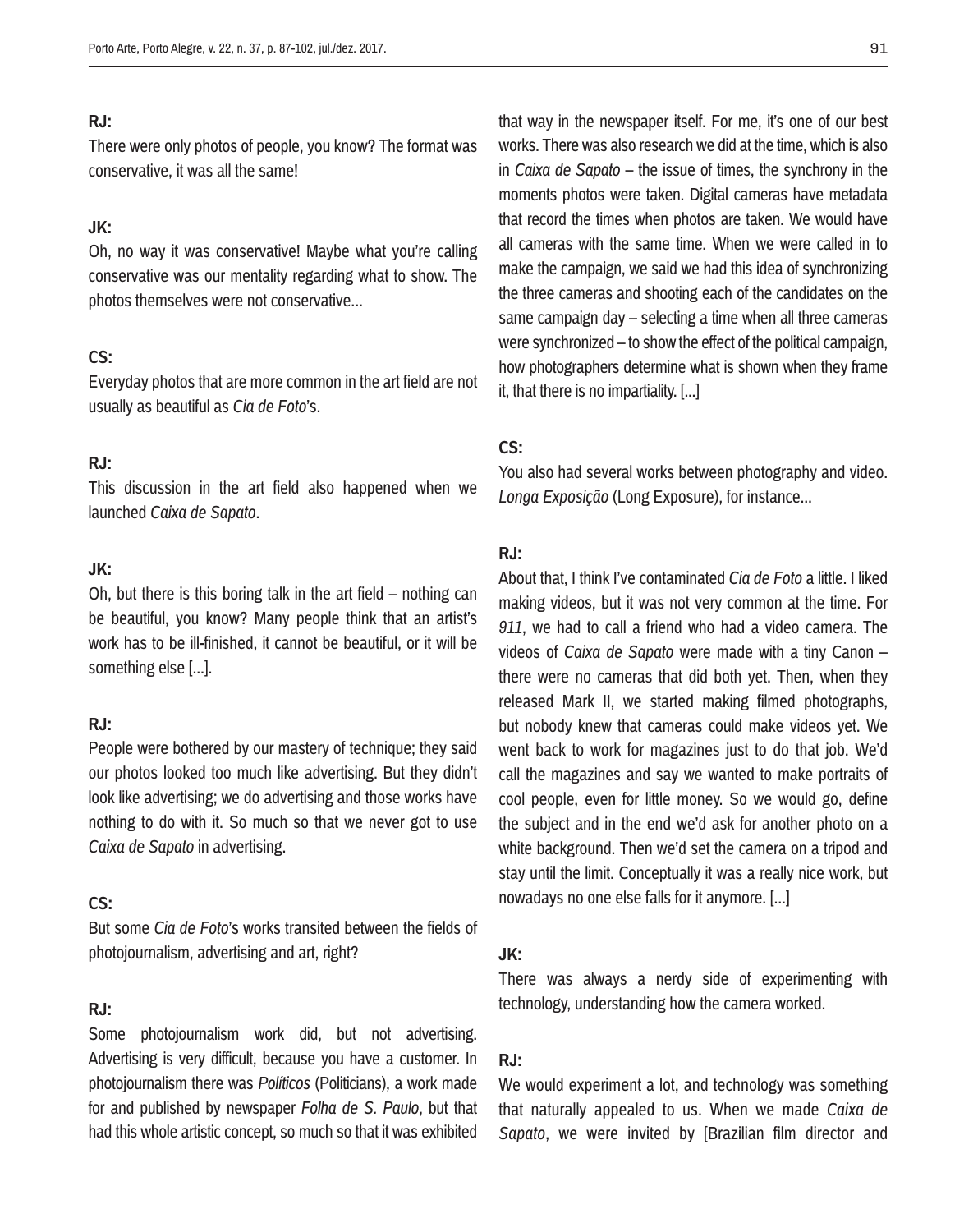**RJ:**

There were only photos of people, you know? The format was conservative, it was all the same!

**JK:**

Oh, no way it was conservative! Maybe what you're calling conservative was our mentality regarding what to show. The photos themselves were not conservative...

**CS:**

Everyday photos that are more common in the art field are not usually as beautiful as *Cia de Foto*'s.

**RJ:**

This discussion in the art field also happened when we launched *Caixa de Sapato*.

**JK:**

Oh, but there is this boring talk in the art field – nothing can be beautiful, you know? Many people think that an artist's work has to be ill-finished, it cannot be beautiful, or it will be something else [...].

**RJ:**

People were bothered by our mastery of technique; they said our photos looked too much like advertising. But they didn't look like advertising; we do advertising and those works have nothing to do with it. So much so that we never got to use *Caixa de Sapato* in advertising.

**CS:**

But some *Cia de Foto*'s works transited between the fields of photojournalism, advertising and art, right?

**RJ:**

Some photojournalism work did, but not advertising. Advertising is very difficult, because you have a customer. In photojournalism there was *Políticos* (Politicians), a work made for and published by newspaper *Folha de S. Paulo*, but that had this whole artistic concept, so much so that it was exhibited that way in the newspaper itself. For me, it's one of our best works. There was also research we did at the time, which is also in *Caixa de Sapato* – the issue of times, the synchrony in the moments photos were taken. Digital cameras have metadata that record the times when photos are taken. We would have all cameras with the same time. When we were called in to make the campaign, we said we had this idea of synchronizing the three cameras and shooting each of the candidates on the same campaign day – selecting a time when all three cameras were synchronized – to show the effect of the political campaign, how photographers determine what is shown when they frame it, that there is no impartiality. [...]

**CS:**

You also had several works between photography and video. *Longa Exposição* (Long Exposure), for instance...

**RJ:**

About that, I think I've contaminated *Cia de Foto* a little. I liked making videos, but it was not very common at the time. For *911*, we had to call a friend who had a video camera. The videos of *Caixa de Sapato* were made with a tiny Canon – there were no cameras that did both yet. Then, when they released Mark II, we started making filmed photographs, but nobody knew that cameras could make videos yet. We went back to work for magazines just to do that job. We'd call the magazines and say we wanted to make portraits of cool people, even for little money. So we would go, define the subject and in the end we'd ask for another photo on a white background. Then we'd set the camera on a tripod and stay until the limit. Conceptually it was a really nice work, but nowadays no one else falls for it anymore. [...]

**JK:**

There was always a nerdy side of experimenting with technology, understanding how the camera worked.

**RJ:**

We would experiment a lot, and technology was something that naturally appealed to us. When we made *Caixa de Sapato*, we were invited by [Brazilian film director and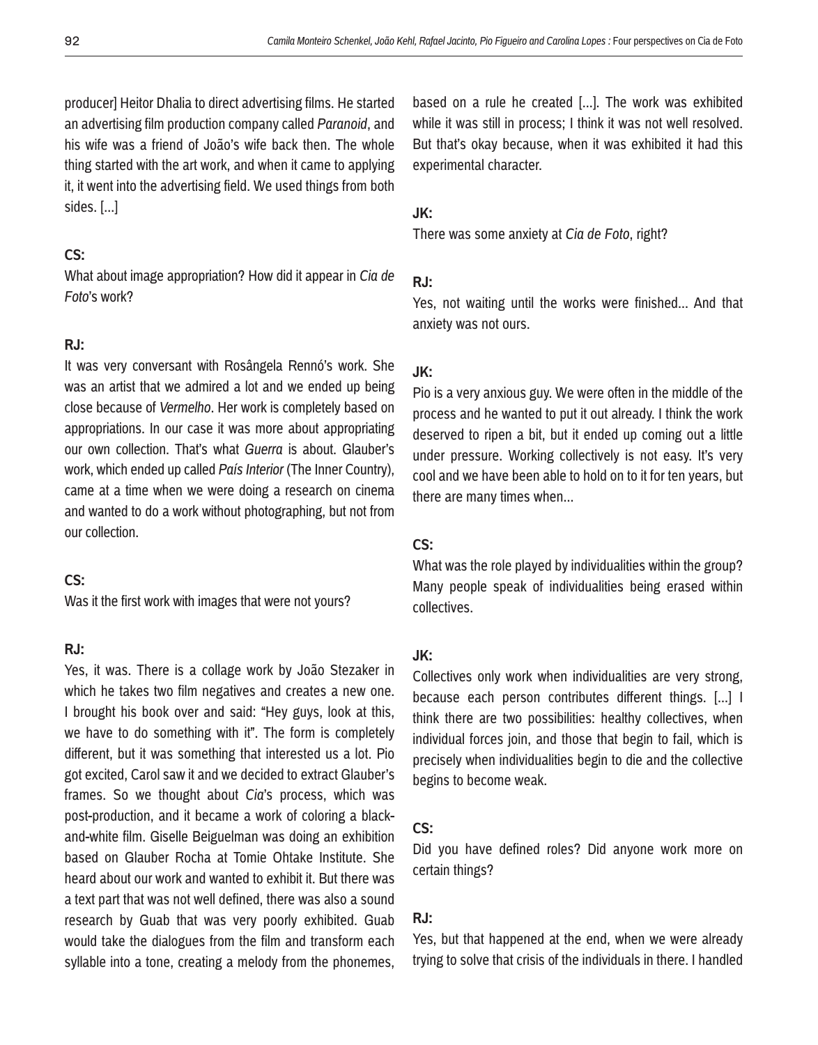producer] Heitor Dhalia to direct advertising films. He started an advertising film production company called *Paranoid*, and his wife was a friend of João's wife back then. The whole thing started with the art work, and when it came to applying it, it went into the advertising field. We used things from both sides. [...]

**CS:**
What about image appropriation? How did it appear in *Cia de Foto*'s work?

**RJ:**
It was very conversant with Rosângela Rennó's work. She was an artist that we admired a lot and we ended up being close because of *Vermelho*. Her work is completely based on appropriations. In our case it was more about appropriating our own collection. That's what *Guerra* is about. Glauber's work, which ended up called *País Interior* (The Inner Country), came at a time when we were doing a research on cinema and wanted to do a work without photographing, but not from our collection.

**CS:**
Was it the first work with images that were not yours?

**RJ:**
Yes, it was. There is a collage work by João Stezaker in which he takes two film negatives and creates a new one. I brought his book over and said: "Hey guys, look at this, we have to do something with it". The form is completely different, but it was something that interested us a lot. Pio got excited, Carol saw it and we decided to extract Glauber's frames. So we thought about *Cia*'s process, which was post-production, and it became a work of coloring a black-and-white film. Giselle Beiguelman was doing an exhibition based on Glauber Rocha at Tomie Ohtake Institute. She heard about our work and wanted to exhibit it. But there was a text part that was not well defined, there was also a sound research by Guab that was very poorly exhibited. Guab would take the dialogues from the film and transform each syllable into a tone, creating a melody from the phonemes, based on a rule he created [...]. The work was exhibited while it was still in process; I think it was not well resolved. But that's okay because, when it was exhibited it had this experimental character.

**JK:**
There was some anxiety at *Cia de Foto*, right?

**RJ:**
Yes, not waiting until the works were finished... And that anxiety was not ours.

**JK:**
Pio is a very anxious guy. We were often in the middle of the process and he wanted to put it out already. I think the work deserved to ripen a bit, but it ended up coming out a little under pressure. Working collectively is not easy. It's very cool and we have been able to hold on to it for ten years, but there are many times when...

**CS:**
What was the role played by individualities within the group? Many people speak of individualities being erased within collectives.

**JK:**
Collectives only work when individualities are very strong, because each person contributes different things. [...] I think there are two possibilities: healthy collectives, when individual forces join, and those that begin to fail, which is precisely when individualities begin to die and the collective begins to become weak.

**CS:**
Did you have defined roles? Did anyone work more on certain things?

**RJ:**
Yes, but that happened at the end, when we were already trying to solve that crisis of the individuals in there. I handled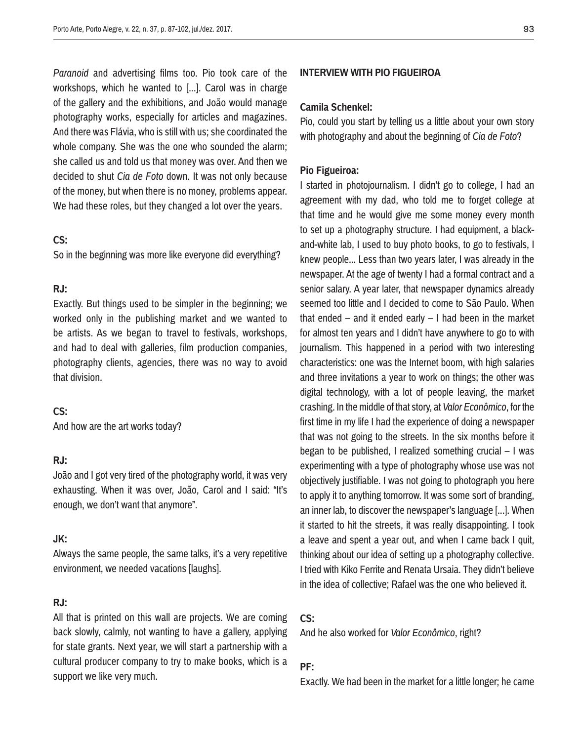*Paranoid* and advertising films too. Pio took care of the workshops, which he wanted to [...]. Carol was in charge of the gallery and the exhibitions, and João would manage photography works, especially for articles and magazines. And there was Flávia, who is still with us; she coordinated the whole company. She was the one who sounded the alarm; she called us and told us that money was over. And then we decided to shut *Cía de Foto* down. It was not only because of the money, but when there is no money, problems appear. We had these roles, but they changed a lot over the years.

**CS:**
So in the beginning was more like everyone did everything?

**RJ:**
Exactly. But things used to be simpler in the beginning; we worked only in the publishing market and we wanted to be artists. As we began to travel to festivals, workshops, and had to deal with galleries, film production companies, photography clients, agencies, there was no way to avoid that division.

**CS:**
And how are the art works today?

**RJ:**
João and I got very tired of the photography world, it was very exhausting. When it was over, João, Carol and I said: "It's enough, we don't want that anymore".

**JK:**
Always the same people, the same talks, it's a very repetitive environment, we needed vacations [laughs].

**RJ:**
All that is printed on this wall are projects. We are coming back slowly, calmly, not wanting to have a gallery, applying for state grants. Next year, we will start a partnership with a cultural producer company to try to make books, which is a support we like very much.

**INTERVIEW WITH PIO FIGUEIROA**

**Camila Schenkel:**
Pio, could you start by telling us a little about your own story with photography and about the beginning of *Cia de Foto*?

**Pio Figueiroa:**
I started in photojournalism. I didn't go to college, I had an agreement with my dad, who told me to forget college at that time and he would give me some money every month to set up a photography structure. I had equipment, a black-and-white lab, I used to buy photo books, to go to festivals, I knew people... Less than two years later, I was already in the newspaper. At the age of twenty I had a formal contract and a senior salary. A year later, that newspaper dynamics already seemed too little and I decided to come to São Paulo. When that ended – and it ended early – I had been in the market for almost ten years and I didn't have anywhere to go to with journalism. This happened in a period with two interesting characteristics: one was the Internet boom, with high salaries and three invitations a year to work on things; the other was digital technology, with a lot of people leaving, the market crashing. In the middle of that story, at *Valor Econômico*, for the first time in my life I had the experience of doing a newspaper that was not going to the streets. In the six months before it began to be published, I realized something crucial – I was experimenting with a type of photography whose use was not objectively justifiable. I was not going to photograph you here to apply it to anything tomorrow. It was some sort of branding, an inner lab, to discover the newspaper's language [...]. When it started to hit the streets, it was really disappointing. I took a leave and spent a year out, and when I came back I quit, thinking about our idea of setting up a photography collective. I tried with Kiko Ferrite and Renata Ursaia. They didn't believe in the idea of collective; Rafael was the one who believed it.

**CS:**
And he also worked for *Valor Econômico*, right?

**PF:**
Exactly. We had been in the market for a little longer; he came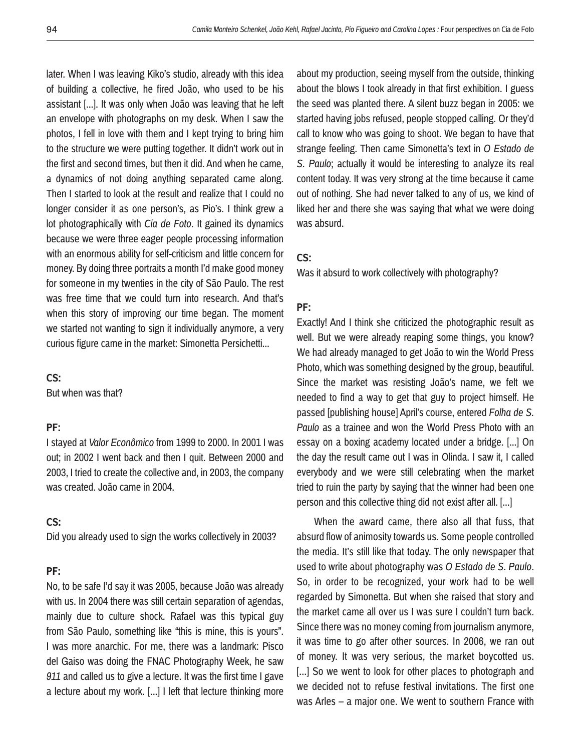later. When I was leaving Kiko's studio, already with this idea of building a collective, he fired João, who used to be his assistant [...]. It was only when João was leaving that he left an envelope with photographs on my desk. When I saw the photos, I fell in love with them and I kept trying to bring him to the structure we were putting together. It didn't work out in the first and second times, but then it did. And when he came, a dynamics of not doing anything separated came along. Then I started to look at the result and realize that I could no longer consider it as one person's, as Pio's. I think grew a lot photographically with *Cia de Foto*. It gained its dynamics because we were three eager people processing information with an enormous ability for self-criticism and little concern for money. By doing three portraits a month I'd make good money for someone in my twenties in the city of São Paulo. The rest was free time that we could turn into research. And that's when this story of improving our time began. The moment we started not wanting to sign it individually anymore, a very curious figure came in the market: Simonetta Persichetti...

**CS:**

But when was that?

**PF:**

I stayed at *Valor Econômico* from 1999 to 2000. In 2001 I was out; in 2002 I went back and then I quit. Between 2000 and 2003, I tried to create the collective and, in 2003, the company was created. João came in 2004.

**CS:**

Did you already used to sign the works collectively in 2003?

**PF:**

No, to be safe I'd say it was 2005, because João was already with us. In 2004 there was still certain separation of agendas, mainly due to culture shock. Rafael was this typical guy from São Paulo, something like "this is mine, this is yours". I was more anarchic. For me, there was a landmark: Pisco del Gaiso was doing the FNAC Photography Week, he saw *911* and called us to give a lecture. It was the first time I gave a lecture about my work. [...] I left that lecture thinking more about my production, seeing myself from the outside, thinking about the blows I took already in that first exhibition. I guess the seed was planted there. A silent buzz began in 2005: we started having jobs refused, people stopped calling. Or they'd call to know who was going to shoot. We began to have that strange feeling. Then came Simonetta's text in *O Estado de S. Paulo*; actually it would be interesting to analyze its real content today. It was very strong at the time because it came out of nothing. She had never talked to any of us, we kind of liked her and there she was saying that what we were doing was absurd.

**CS:**

Was it absurd to work collectively with photography?

**PF:**

Exactly! And I think she criticized the photographic result as well. But we were already reaping some things, you know? We had already managed to get João to win the World Press Photo, which was something designed by the group, beautiful. Since the market was resisting João's name, we felt we needed to find a way to get that guy to project himself. He passed [publishing house] April's course, entered *Folha de S. Paulo* as a trainee and won the World Press Photo with an essay on a boxing academy located under a bridge. [...] On the day the result came out I was in Olinda. I saw it, I called everybody and we were still celebrating when the market tried to ruin the party by saying that the winner had been one person and this collective thing did not exist after all. [...]

When the award came, there also all that fuss, that absurd flow of animosity towards us. Some people controlled the media. It's still like that today. The only newspaper that used to write about photography was *O Estado de S. Paulo*. So, in order to be recognized, your work had to be well regarded by Simonetta. But when she raised that story and the market came all over us I was sure I couldn't turn back. Since there was no money coming from journalism anymore, it was time to go after other sources. In 2006, we ran out of money. It was very serious, the market boycotted us. [...] So we went to look for other places to photograph and we decided not to refuse festival invitations. The first one was Arles – a major one. We went to southern France with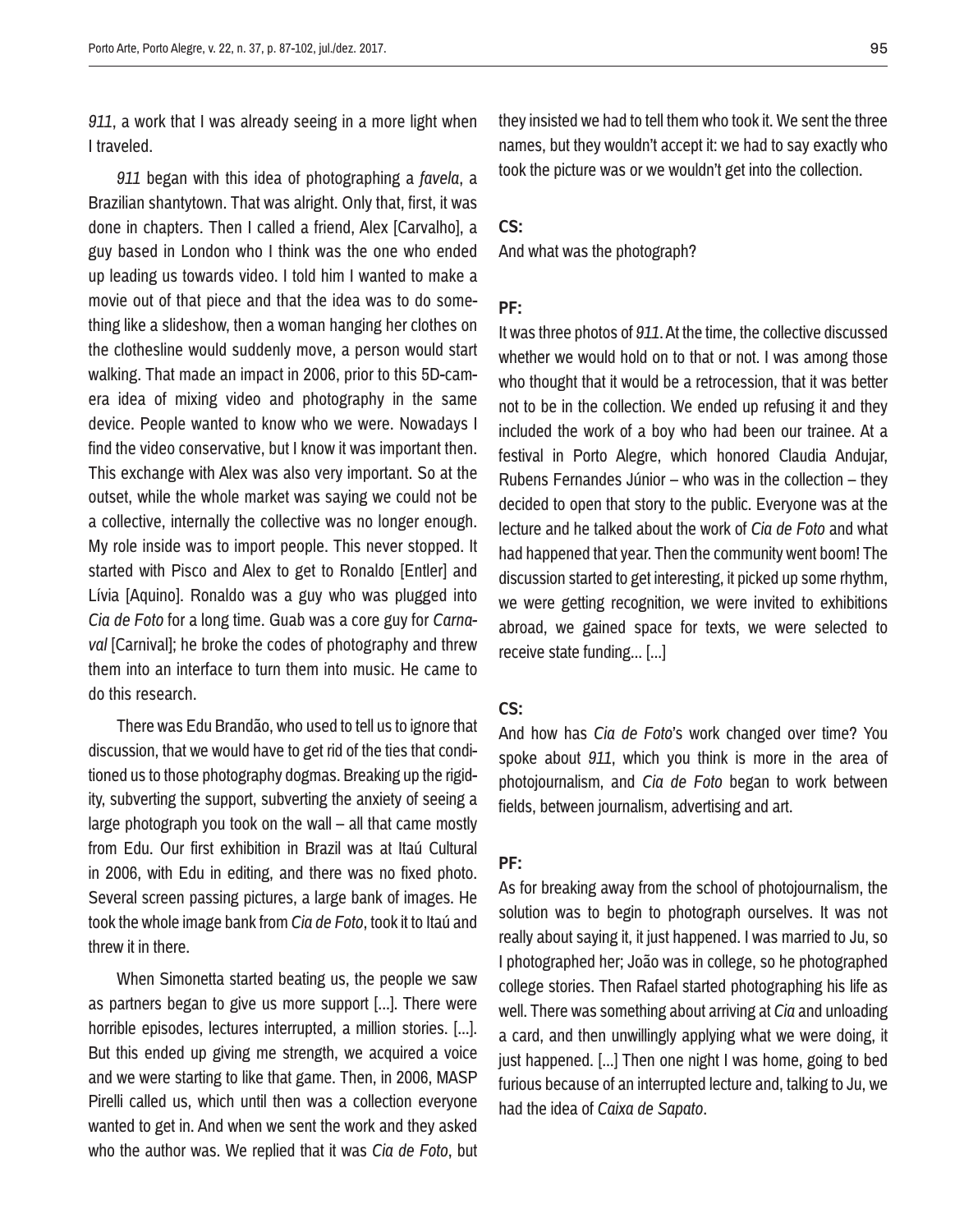*911*, a work that I was already seeing in a more light when I traveled.

*911* began with this idea of photographing a *favela*, a Brazilian shantytown. That was alright. Only that, first, it was done in chapters. Then I called a friend, Alex [Carvalho], a guy based in London who I think was the one who ended up leading us towards video. I told him I wanted to make a movie out of that piece and that the idea was to do something like a slideshow, then a woman hanging her clothes on the clothesline would suddenly move, a person would start walking. That made an impact in 2006, prior to this 5D-camera idea of mixing video and photography in the same device. People wanted to know who we were. Nowadays I find the video conservative, but I know it was important then. This exchange with Alex was also very important. So at the outset, while the whole market was saying we could not be a collective, internally the collective was no longer enough. My role inside was to import people. This never stopped. It started with Pisco and Alex to get to Ronaldo [Entler] and Lívia [Aquino]. Ronaldo was a guy who was plugged into *Cia de Foto* for a long time. Guab was a core guy for *Carnaval* [Carnival]; he broke the codes of photography and threw them into an interface to turn them into music. He came to do this research.

There was Edu Brandão, who used to tell us to ignore that discussion, that we would have to get rid of the ties that conditioned us to those photography dogmas. Breaking up the rigidity, subverting the support, subverting the anxiety of seeing a large photograph you took on the wall – all that came mostly from Edu. Our first exhibition in Brazil was at Itaú Cultural in 2006, with Edu in editing, and there was no fixed photo. Several screen passing pictures, a large bank of images. He took the whole image bank from *Cia de Foto*, took it to Itaú and threw it in there.

When Simonetta started beating us, the people we saw as partners began to give us more support [...]. There were horrible episodes, lectures interrupted, a million stories. [...]. But this ended up giving me strength, we acquired a voice and we were starting to like that game. Then, in 2006, MASP Pirelli called us, which until then was a collection everyone wanted to get in. And when we sent the work and they asked who the author was. We replied that it was *Cia de Foto*, but they insisted we had to tell them who took it. We sent the three names, but they wouldn't accept it: we had to say exactly who took the picture was or we wouldn't get into the collection.

**CS:**

And what was the photograph?

**PF:**

It was three photos of *911*. At the time, the collective discussed whether we would hold on to that or not. I was among those who thought that it would be a retrocession, that it was better not to be in the collection. We ended up refusing it and they included the work of a boy who had been our trainee. At a festival in Porto Alegre, which honored Claudia Andujar, Rubens Fernandes Júnior – who was in the collection – they decided to open that story to the public. Everyone was at the lecture and he talked about the work of *Cia de Foto* and what had happened that year. Then the community went boom! The discussion started to get interesting, it picked up some rhythm, we were getting recognition, we were invited to exhibitions abroad, we gained space for texts, we were selected to receive state funding... [...]

**CS:**

And how has *Cia de Foto*'s work changed over time? You spoke about *911*, which you think is more in the area of photojournalism, and *Cia de Foto* began to work between fields, between journalism, advertising and art.

**PF:**

As for breaking away from the school of photojournalism, the solution was to begin to photograph ourselves. It was not really about saying it, it just happened. I was married to Ju, so I photographed her; João was in college, so he photographed college stories. Then Rafael started photographing his life as well. There was something about arriving at *Cia* and unloading a card, and then unwillingly applying what we were doing, it just happened. [...] Then one night I was home, going to bed furious because of an interrupted lecture and, talking to Ju, we had the idea of *Caixa de Sapato*.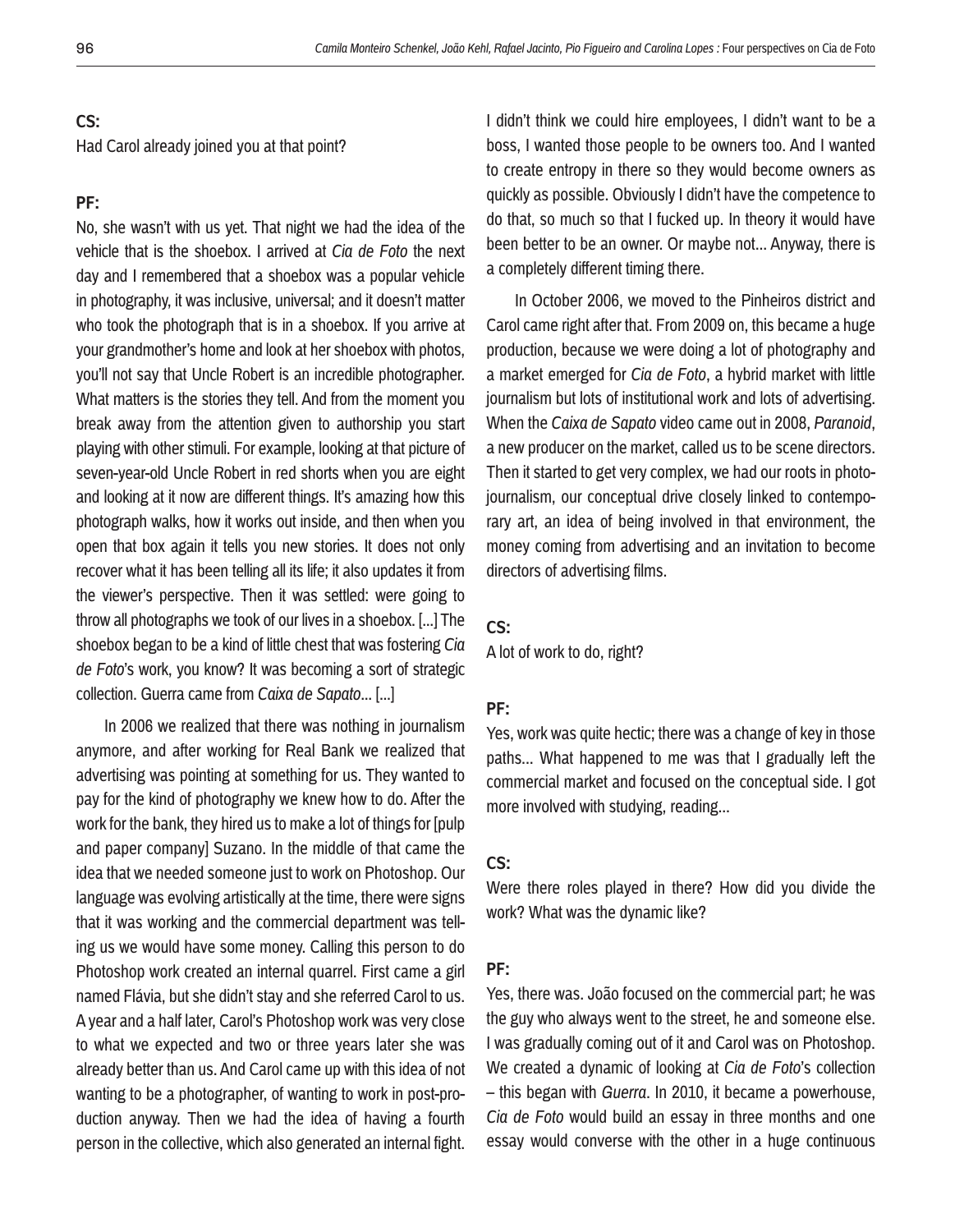**CS:**

Had Carol already joined you at that point?

**PF:**

No, she wasn't with us yet. That night we had the idea of the vehicle that is the shoebox. I arrived at *Cia de Foto* the next day and I remembered that a shoebox was a popular vehicle in photography, it was inclusive, universal; and it doesn't matter who took the photograph that is in a shoebox. If you arrive at your grandmother's home and look at her shoebox with photos, you'll not say that Uncle Robert is an incredible photographer. What matters is the stories they tell. And from the moment you break away from the attention given to authorship you start playing with other stimuli. For example, looking at that picture of seven-year-old Uncle Robert in red shorts when you are eight and looking at it now are different things. It's amazing how this photograph walks, how it works out inside, and then when you open that box again it tells you new stories. It does not only recover what it has been telling all its life; it also updates it from the viewer's perspective. Then it was settled: were going to throw all photographs we took of our lives in a shoebox. [...] The shoebox began to be a kind of little chest that was fostering *Cia de Foto*'s work, you know? It was becoming a sort of strategic collection. Guerra came from *Caixa de Sapato*... [...]

In 2006 we realized that there was nothing in journalism anymore, and after working for Real Bank we realized that advertising was pointing at something for us. They wanted to pay for the kind of photography we knew how to do. After the work for the bank, they hired us to make a lot of things for [pulp and paper company] Suzano. In the middle of that came the idea that we needed someone just to work on Photoshop. Our language was evolving artistically at the time, there were signs that it was working and the commercial department was telling us we would have some money. Calling this person to do Photoshop work created an internal quarrel. First came a girl named Flávia, but she didn't stay and she referred Carol to us. A year and a half later, Carol's Photoshop work was very close to what we expected and two or three years later she was already better than us. And Carol came up with this idea of not wanting to be a photographer, of wanting to work in post-production anyway. Then we had the idea of having a fourth person in the collective, which also generated an internal fight. I didn't think we could hire employees, I didn't want to be a boss, I wanted those people to be owners too. And I wanted to create entropy in there so they would become owners as quickly as possible. Obviously I didn't have the competence to do that, so much so that I fucked up. In theory it would have been better to be an owner. Or maybe not... Anyway, there is a completely different timing there.

In October 2006, we moved to the Pinheiros district and Carol came right after that. From 2009 on, this became a huge production, because we were doing a lot of photography and a market emerged for *Cia de Foto*, a hybrid market with little journalism but lots of institutional work and lots of advertising. When the *Caixa de Sapato* video came out in 2008, *Paranoid*, a new producer on the market, called us to be scene directors. Then it started to get very complex, we had our roots in photojournalism, our conceptual drive closely linked to contemporary art, an idea of being involved in that environment, the money coming from advertising and an invitation to become directors of advertising films.

**CS:**

A lot of work to do, right?

**PF:**

Yes, work was quite hectic; there was a change of key in those paths... What happened to me was that I gradually left the commercial market and focused on the conceptual side. I got more involved with studying, reading...

**CS:**

Were there roles played in there? How did you divide the work? What was the dynamic like?

**PF:**

Yes, there was. João focused on the commercial part; he was the guy who always went to the street, he and someone else. I was gradually coming out of it and Carol was on Photoshop. We created a dynamic of looking at *Cia de Foto*'s collection – this began with *Guerra*. In 2010, it became a powerhouse, *Cia de Foto* would build an essay in three months and one essay would converse with the other in a huge continuous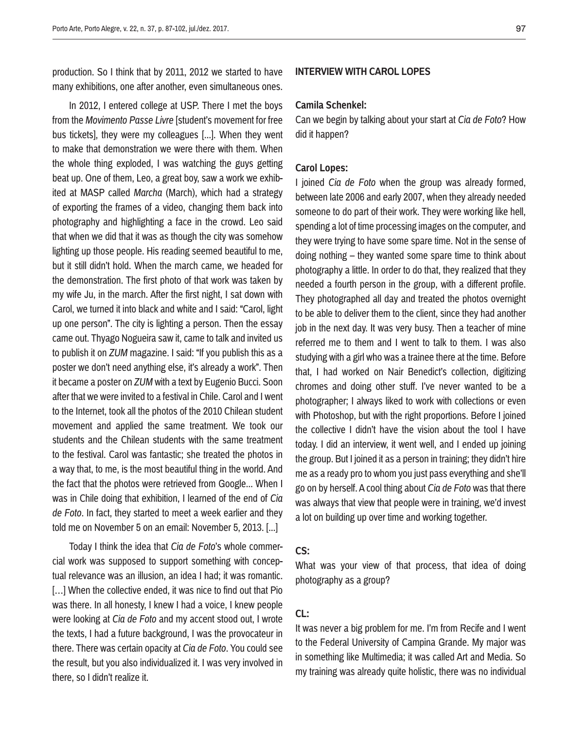production. So I think that by 2011, 2012 we started to have many exhibitions, one after another, even simultaneous ones.

In 2012, I entered college at USP. There I met the boys from the *Movimento Passe Livre* [student's movement for free bus tickets], they were my colleagues [...]. When they went to make that demonstration we were there with them. When the whole thing exploded, I was watching the guys getting beat up. One of them, Leo, a great boy, saw a work we exhibited at MASP called *Marcha* (March), which had a strategy of exporting the frames of a video, changing them back into photography and highlighting a face in the crowd. Leo said that when we did that it was as though the city was somehow lighting up those people. His reading seemed beautiful to me, but it still didn't hold. When the march came, we headed for the demonstration. The first photo of that work was taken by my wife Ju, in the march. After the first night, I sat down with Carol, we turned it into black and white and I said: "Carol, light up one person". The city is lighting a person. Then the essay came out. Thyago Nogueira saw it, came to talk and invited us to publish it on *ZUM* magazine. I said: "If you publish this as a poster we don't need anything else, it's already a work". Then it became a poster on *ZUM* with a text by Eugenio Bucci. Soon after that we were invited to a festival in Chile. Carol and I went to the Internet, took all the photos of the 2010 Chilean student movement and applied the same treatment. We took our students and the Chilean students with the same treatment to the festival. Carol was fantastic; she treated the photos in a way that, to me, is the most beautiful thing in the world. And the fact that the photos were retrieved from Google... When I was in Chile doing that exhibition, I learned of the end of *Cia de Foto*. In fact, they started to meet a week earlier and they told me on November 5 on an email: November 5, 2013. [...]

Today I think the idea that *Cia de Foto*'s whole commercial work was supposed to support something with conceptual relevance was an illusion, an idea I had; it was romantic. […] When the collective ended, it was nice to find out that Pio was there. In all honesty, I knew I had a voice, I knew people were looking at *Cia de Foto* and my accent stood out, I wrote the texts, I had a future background, I was the provocateur in there. There was certain opacity at *Cia de Foto*. You could see the result, but you also individualized it. I was very involved in there, so I didn't realize it.

## INTERVIEW WITH CAROL LOPES

**Camila Schenkel:**

Can we begin by talking about your start at *Cia de Foto*? How did it happen?

**Carol Lopes:**

I joined *Cia de Foto* when the group was already formed, between late 2006 and early 2007, when they already needed someone to do part of their work. They were working like hell, spending a lot of time processing images on the computer, and they were trying to have some spare time. Not in the sense of doing nothing – they wanted some spare time to think about photography a little. In order to do that, they realized that they needed a fourth person in the group, with a different profile. They photographed all day and treated the photos overnight to be able to deliver them to the client, since they had another job in the next day. It was very busy. Then a teacher of mine referred me to them and I went to talk to them. I was also studying with a girl who was a trainee there at the time. Before that, I had worked on Nair Benedict's collection, digitizing chromes and doing other stuff. I've never wanted to be a photographer; I always liked to work with collections or even with Photoshop, but with the right proportions. Before I joined the collective I didn't have the vision about the tool I have today. I did an interview, it went well, and I ended up joining the group. But I joined it as a person in training; they didn't hire me as a ready pro to whom you just pass everything and she'll go on by herself. A cool thing about *Cia de Foto* was that there was always that view that people were in training, we'd invest a lot on building up over time and working together.

**CS:**

What was your view of that process, that idea of doing photography as a group?

**CL:**

It was never a big problem for me. I'm from Recife and I went to the Federal University of Campina Grande. My major was in something like Multimedia; it was called Art and Media. So my training was already quite holistic, there was no individual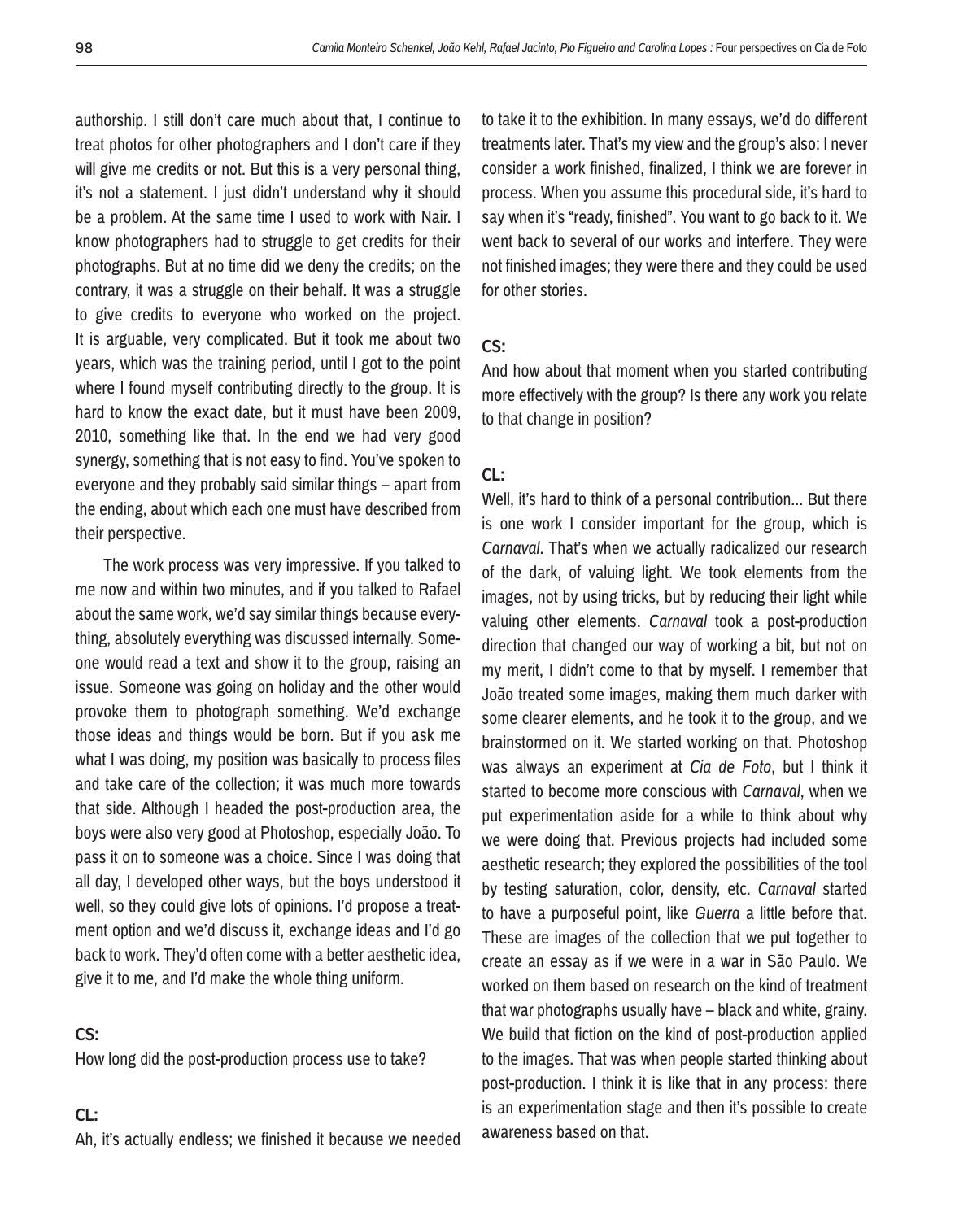authorship. I still don't care much about that, I continue to treat photos for other photographers and I don't care if they will give me credits or not. But this is a very personal thing, it's not a statement. I just didn't understand why it should be a problem. At the same time I used to work with Nair. I know photographers had to struggle to get credits for their photographs. But at no time did we deny the credits; on the contrary, it was a struggle on their behalf. It was a struggle to give credits to everyone who worked on the project. It is arguable, very complicated. But it took me about two years, which was the training period, until I got to the point where I found myself contributing directly to the group. It is hard to know the exact date, but it must have been 2009, 2010, something like that. In the end we had very good synergy, something that is not easy to find. You've spoken to everyone and they probably said similar things – apart from the ending, about which each one must have described from their perspective.

The work process was very impressive. If you talked to me now and within two minutes, and if you talked to Rafael about the same work, we'd say similar things because everything, absolutely everything was discussed internally. Someone would read a text and show it to the group, raising an issue. Someone was going on holiday and the other would provoke them to photograph something. We'd exchange those ideas and things would be born. But if you ask me what I was doing, my position was basically to process files and take care of the collection; it was much more towards that side. Although I headed the post-production area, the boys were also very good at Photoshop, especially João. To pass it on to someone was a choice. Since I was doing that all day, I developed other ways, but the boys understood it well, so they could give lots of opinions. I'd propose a treatment option and we'd discuss it, exchange ideas and I'd go back to work. They'd often come with a better aesthetic idea, give it to me, and I'd make the whole thing uniform.

**CS:**

How long did the post-production process use to take?

**CL:**

Ah, it's actually endless; we finished it because we needed to take it to the exhibition. In many essays, we'd do different treatments later. That's my view and the group's also: I never consider a work finished, finalized, I think we are forever in process. When you assume this procedural side, it's hard to say when it's "ready, finished". You want to go back to it. We went back to several of our works and interfere. They were not finished images; they were there and they could be used for other stories.

**CS:**

And how about that moment when you started contributing more effectively with the group? Is there any work you relate to that change in position?

**CL:**

Well, it's hard to think of a personal contribution... But there is one work I consider important for the group, which is *Carnaval*. That's when we actually radicalized our research of the dark, of valuing light. We took elements from the images, not by using tricks, but by reducing their light while valuing other elements. *Carnaval* took a post-production direction that changed our way of working a bit, but not on my merit, I didn't come to that by myself. I remember that João treated some images, making them much darker with some clearer elements, and he took it to the group, and we brainstormed on it. We started working on that. Photoshop was always an experiment at *Cia de Foto*, but I think it started to become more conscious with *Carnaval*, when we put experimentation aside for a while to think about why we were doing that. Previous projects had included some aesthetic research; they explored the possibilities of the tool by testing saturation, color, density, etc. *Carnaval* started to have a purposeful point, like *Guerra* a little before that. These are images of the collection that we put together to create an essay as if we were in a war in São Paulo. We worked on them based on research on the kind of treatment that war photographs usually have – black and white, grainy. We build that fiction on the kind of post-production applied to the images. That was when people started thinking about post-production. I think it is like that in any process: there is an experimentation stage and then it's possible to create awareness based on that.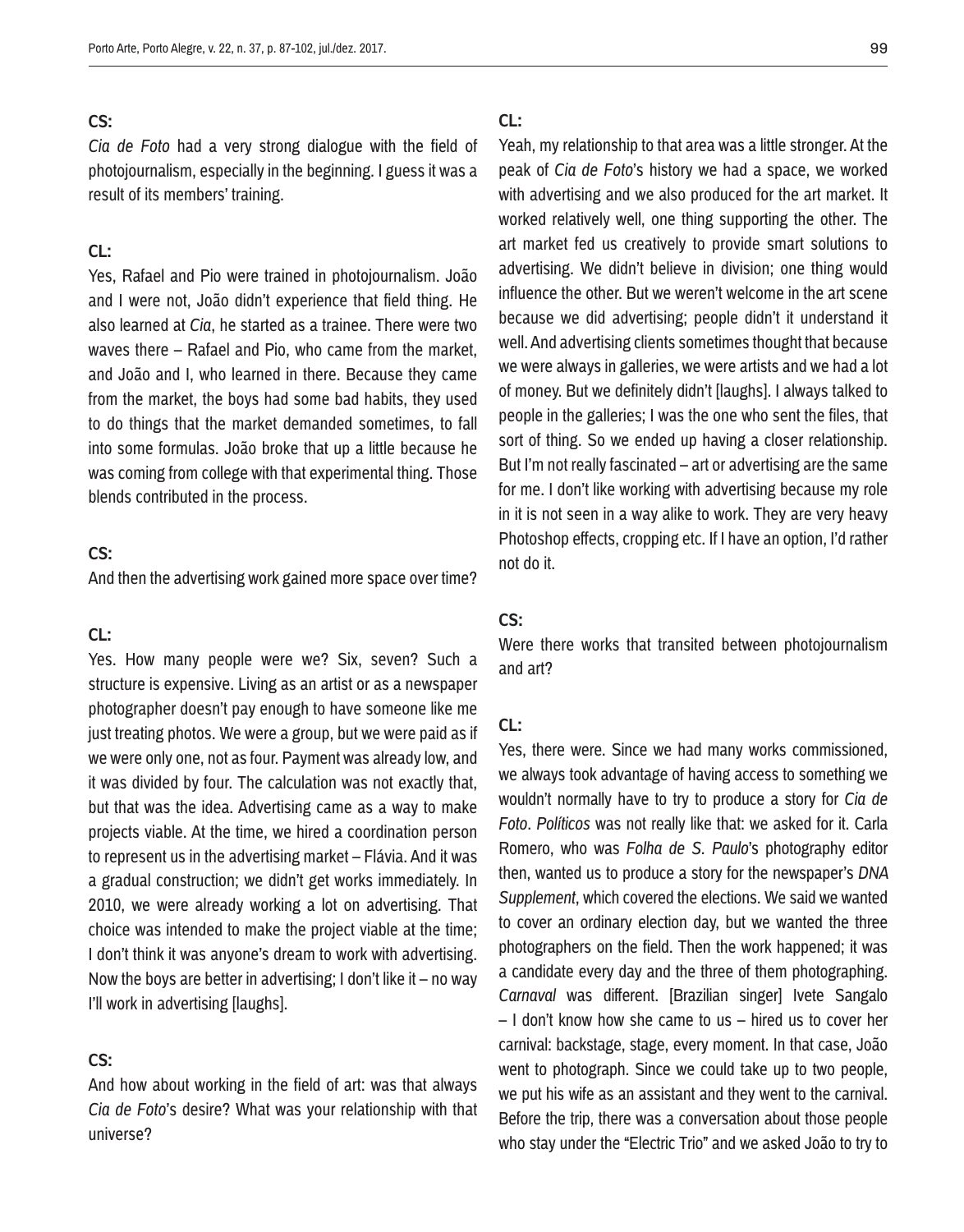**CS:**

*Cia de Foto* had a very strong dialogue with the field of photojournalism, especially in the beginning. I guess it was a result of its members' training.

**CL:**

Yes, Rafael and Pio were trained in photojournalism. João and I were not, João didn't experience that field thing. He also learned at *Cia*, he started as a trainee. There were two waves there – Rafael and Pio, who came from the market, and João and I, who learned in there. Because they came from the market, the boys had some bad habits, they used to do things that the market demanded sometimes, to fall into some formulas. João broke that up a little because he was coming from college with that experimental thing. Those blends contributed in the process.

**CS:**

And then the advertising work gained more space over time?

**CL:**

Yes. How many people were we? Six, seven? Such a structure is expensive. Living as an artist or as a newspaper photographer doesn't pay enough to have someone like me just treating photos. We were a group, but we were paid as if we were only one, not as four. Payment was already low, and it was divided by four. The calculation was not exactly that, but that was the idea. Advertising came as a way to make projects viable. At the time, we hired a coordination person to represent us in the advertising market – Flávia. And it was a gradual construction; we didn't get works immediately. In 2010, we were already working a lot on advertising. That choice was intended to make the project viable at the time; I don't think it was anyone's dream to work with advertising. Now the boys are better in advertising; I don't like it – no way I'll work in advertising [laughs].

**CS:**

And how about working in the field of art: was that always *Cia de Foto*'s desire? What was your relationship with that universe?

**CL:**

Yeah, my relationship to that area was a little stronger. At the peak of *Cia de Foto*'s history we had a space, we worked with advertising and we also produced for the art market. It worked relatively well, one thing supporting the other. The art market fed us creatively to provide smart solutions to advertising. We didn't believe in division; one thing would influence the other. But we weren't welcome in the art scene because we did advertising; people didn't it understand it well. And advertising clients sometimes thought that because we were always in galleries, we were artists and we had a lot of money. But we definitely didn't [laughs]. I always talked to people in the galleries; I was the one who sent the files, that sort of thing. So we ended up having a closer relationship. But I'm not really fascinated – art or advertising are the same for me. I don't like working with advertising because my role in it is not seen in a way alike to work. They are very heavy Photoshop effects, cropping etc. If I have an option, I'd rather not do it.

**CS:**

Were there works that transited between photojournalism and art?

**CL:**

Yes, there were. Since we had many works commissioned, we always took advantage of having access to something we wouldn't normally have to try to produce a story for *Cia de Foto*. *Políticos* was not really like that: we asked for it. Carla Romero, who was *Folha de S. Paulo*'s photography editor then, wanted us to produce a story for the newspaper's *DNA Supplement*, which covered the elections. We said we wanted to cover an ordinary election day, but we wanted the three photographers on the field. Then the work happened; it was a candidate every day and the three of them photographing. *Carnaval* was different. [Brazilian singer] Ivete Sangalo – I don't know how she came to us – hired us to cover her carnival: backstage, stage, every moment. In that case, João went to photograph. Since we could take up to two people, we put his wife as an assistant and they went to the carnival. Before the trip, there was a conversation about those people who stay under the "Electric Trio" and we asked João to try to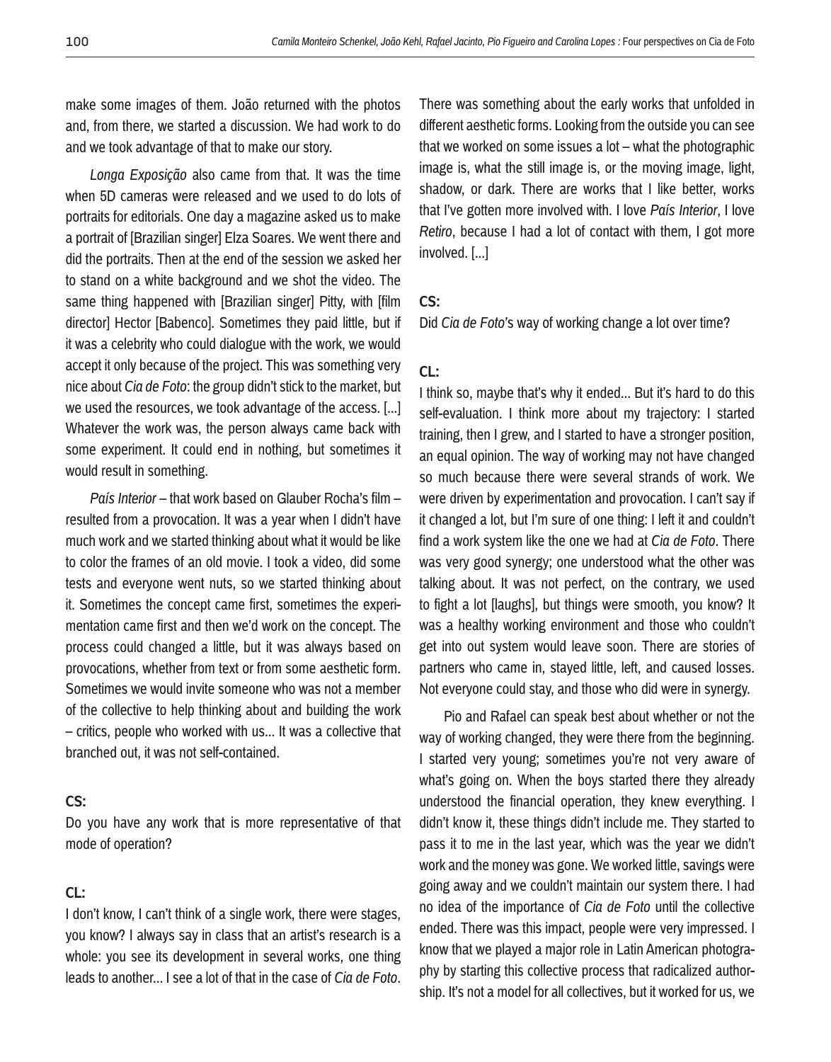make some images of them. João returned with the photos and, from there, we started a discussion. We had work to do and we took advantage of that to make our story.

*Longa Exposição* also came from that. It was the time when 5D cameras were released and we used to do lots of portraits for editorials. One day a magazine asked us to make a portrait of [Brazilian singer] Elza Soares. We went there and did the portraits. Then at the end of the session we asked her to stand on a white background and we shot the video. The same thing happened with [Brazilian singer] Pitty, with [film director] Hector [Babenco]. Sometimes they paid little, but if it was a celebrity who could dialogue with the work, we would accept it only because of the project. This was something very nice about *Cia de Foto*: the group didn't stick to the market, but we used the resources, we took advantage of the access. [...] Whatever the work was, the person always came back with some experiment. It could end in nothing, but sometimes it would result in something.

*País Interior* – that work based on Glauber Rocha's film – resulted from a provocation. It was a year when I didn't have much work and we started thinking about what it would be like to color the frames of an old movie. I took a video, did some tests and everyone went nuts, so we started thinking about it. Sometimes the concept came first, sometimes the experimentation came first and then we'd work on the concept. The process could changed a little, but it was always based on provocations, whether from text or from some aesthetic form. Sometimes we would invite someone who was not a member of the collective to help thinking about and building the work – critics, people who worked with us... It was a collective that branched out, it was not self-contained.

**CS:**

Do you have any work that is more representative of that mode of operation?

**CL:**

I don't know, I can't think of a single work, there were stages, you know? I always say in class that an artist's research is a whole: you see its development in several works, one thing leads to another... I see a lot of that in the case of *Cia de Foto*. There was something about the early works that unfolded in different aesthetic forms. Looking from the outside you can see that we worked on some issues a lot – what the photographic image is, what the still image is, or the moving image, light, shadow, or dark. There are works that I like better, works that I've gotten more involved with. I love *País Interior*, I love *Retiro*, because I had a lot of contact with them, I got more involved. [...]

**CS:**

Did *Cia de Foto*'s way of working change a lot over time?

**CL:**

I think so, maybe that's why it ended... But it's hard to do this self-evaluation. I think more about my trajectory: I started training, then I grew, and I started to have a stronger position, an equal opinion. The way of working may not have changed so much because there were several strands of work. We were driven by experimentation and provocation. I can't say if it changed a lot, but I'm sure of one thing: I left it and couldn't find a work system like the one we had at *Cia de Foto*. There was very good synergy; one understood what the other was talking about. It was not perfect, on the contrary, we used to fight a lot [laughs], but things were smooth, you know? It was a healthy working environment and those who couldn't get into out system would leave soon. There are stories of partners who came in, stayed little, left, and caused losses. Not everyone could stay, and those who did were in synergy.

Pio and Rafael can speak best about whether or not the way of working changed, they were there from the beginning. I started very young; sometimes you're not very aware of what's going on. When the boys started there they already understood the financial operation, they knew everything. I didn't know it, these things didn't include me. They started to pass it to me in the last year, which was the year we didn't work and the money was gone. We worked little, savings were going away and we couldn't maintain our system there. I had no idea of the importance of *Cia de Foto* until the collective ended. There was this impact, people were very impressed. I know that we played a major role in Latin American photography by starting this collective process that radicalized authorship. It's not a model for all collectives, but it worked for us, we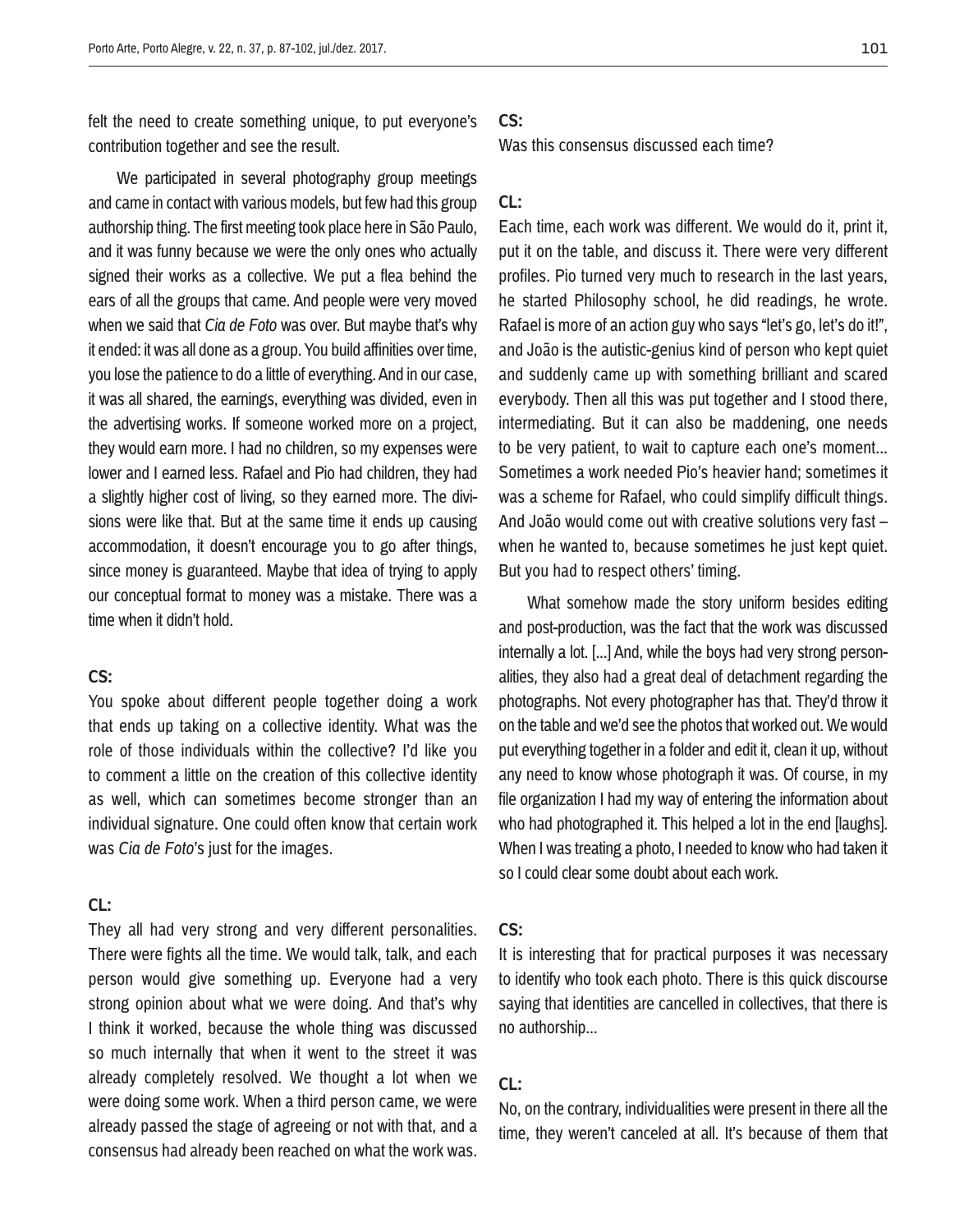felt the need to create something unique, to put everyone's contribution together and see the result.

We participated in several photography group meetings and came in contact with various models, but few had this group authorship thing. The first meeting took place here in São Paulo, and it was funny because we were the only ones who actually signed their works as a collective. We put a flea behind the ears of all the groups that came. And people were very moved when we said that *Cia de Foto* was over. But maybe that's why it ended: it was all done as a group. You build affinities over time, you lose the patience to do a little of everything. And in our case, it was all shared, the earnings, everything was divided, even in the advertising works. If someone worked more on a project, they would earn more. I had no children, so my expenses were lower and I earned less. Rafael and Pio had children, they had a slightly higher cost of living, so they earned more. The divisions were like that. But at the same time it ends up causing accommodation, it doesn't encourage you to go after things, since money is guaranteed. Maybe that idea of trying to apply our conceptual format to money was a mistake. There was a time when it didn't hold.

**CS:**
You spoke about different people together doing a work that ends up taking on a collective identity. What was the role of those individuals within the collective? I'd like you to comment a little on the creation of this collective identity as well, which can sometimes become stronger than an individual signature. One could often know that certain work was *Cia de Foto*'s just for the images.

**CL:**
They all had very strong and very different personalities. There were fights all the time. We would talk, talk, and each person would give something up. Everyone had a very strong opinion about what we were doing. And that's why I think it worked, because the whole thing was discussed so much internally that when it went to the street it was already completely resolved. We thought a lot when we were doing some work. When a third person came, we were already passed the stage of agreeing or not with that, and a consensus had already been reached on what the work was.

**CS:**
Was this consensus discussed each time?

**CL:**
Each time, each work was different. We would do it, print it, put it on the table, and discuss it. There were very different profiles. Pio turned very much to research in the last years, he started Philosophy school, he did readings, he wrote. Rafael is more of an action guy who says "let's go, let's do it!", and João is the autistic-genius kind of person who kept quiet and suddenly came up with something brilliant and scared everybody. Then all this was put together and I stood there, intermediating. But it can also be maddening, one needs to be very patient, to wait to capture each one's moment... Sometimes a work needed Pio's heavier hand; sometimes it was a scheme for Rafael, who could simplify difficult things. And João would come out with creative solutions very fast – when he wanted to, because sometimes he just kept quiet. But you had to respect others' timing.

What somehow made the story uniform besides editing and post-production, was the fact that the work was discussed internally a lot. [...] And, while the boys had very strong personalities, they also had a great deal of detachment regarding the photographs. Not every photographer has that. They'd throw it on the table and we'd see the photos that worked out. We would put everything together in a folder and edit it, clean it up, without any need to know whose photograph it was. Of course, in my file organization I had my way of entering the information about who had photographed it. This helped a lot in the end [laughs]. When I was treating a photo, I needed to know who had taken it so I could clear some doubt about each work.

**CS:**
It is interesting that for practical purposes it was necessary to identify who took each photo. There is this quick discourse saying that identities are cancelled in collectives, that there is no authorship...

**CL:**
No, on the contrary, individualities were present in there all the time, they weren't canceled at all. It's because of them that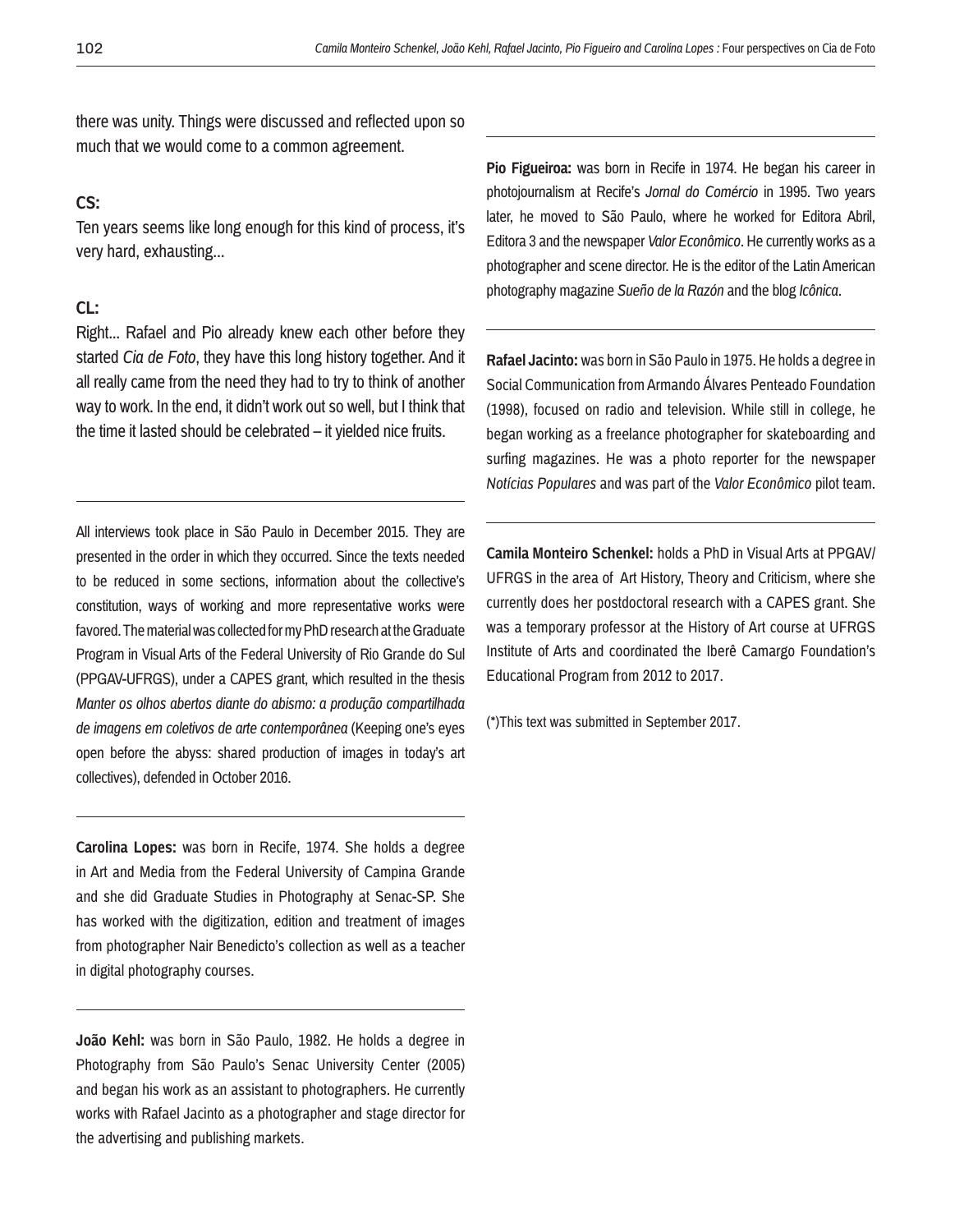there was unity. Things were discussed and reflected upon so much that we would come to a common agreement.

**CS:**

Ten years seems like long enough for this kind of process, it's very hard, exhausting...

**CL:**

Right... Rafael and Pio already knew each other before they started *Cia de Foto*, they have this long history together. And it all really came from the need they had to try to think of another way to work. In the end, it didn't work out so well, but I think that the time it lasted should be celebrated – it yielded nice fruits.

---

All interviews took place in São Paulo in December 2015. They are presented in the order in which they occurred. Since the texts needed to be reduced in some sections, information about the collective's constitution, ways of working and more representative works were favored. The material was collected for my PhD research at the Graduate Program in Visual Arts of the Federal University of Rio Grande do Sul (PPGAV-UFRGS), under a CAPES grant, which resulted in the thesis *Manter os olhos abertos diante do abismo: a produção compartilhada de imagens em coletivos de arte contemporânea* (Keeping one's eyes open before the abyss: shared production of images in today's art collectives), defended in October 2016.

---

**Carolina Lopes:** was born in Recife, 1974. She holds a degree in Art and Media from the Federal University of Campina Grande and she did Graduate Studies in Photography at Senac-SP. She has worked with the digitization, edition and treatment of images from photographer Nair Benedicto's collection as well as a teacher in digital photography courses.

---

**João Kehl:** was born in São Paulo, 1982. He holds a degree in Photography from São Paulo's Senac University Center (2005) and began his work as an assistant to photographers. He currently works with Rafael Jacinto as a photographer and stage director for the advertising and publishing markets.

---

**Pio Figueiroa:** was born in Recife in 1974. He began his career in photojournalism at Recife's *Jornal do Comércio* in 1995. Two years later, he moved to São Paulo, where he worked for Editora Abril, Editora 3 and the newspaper *Valor Econômico*. He currently works as a photographer and scene director. He is the editor of the Latin American photography magazine *Sueño de la Razón* and the blog *Icônica*.

---

**Rafael Jacinto:** was born in São Paulo in 1975. He holds a degree in Social Communication from Armando Álvares Penteado Foundation (1998), focused on radio and television. While still in college, he began working as a freelance photographer for skateboarding and surfing magazines. He was a photo reporter for the newspaper *Notícias Populares* and was part of the *Valor Econômico* pilot team.

---

**Camila Monteiro Schenkel:** holds a PhD in Visual Arts at PPGAV/UFRGS in the area of Art History, Theory and Criticism, where she currently does her postdoctoral research with a CAPES grant. She was a temporary professor at the History of Art course at UFRGS Institute of Arts and coordinated the Iberê Camargo Foundation's Educational Program from 2012 to 2017.

(*)This text was submitted in September 2017.